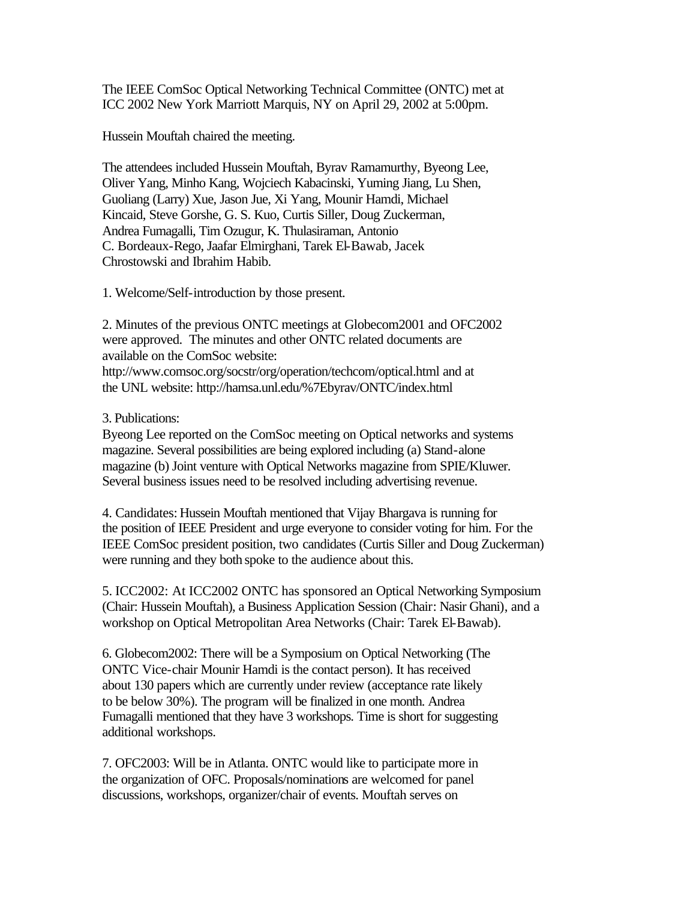The IEEE ComSoc Optical Networking Technical Committee (ONTC) met at ICC 2002 New York Marriott Marquis, NY on April 29, 2002 at 5:00pm.

Hussein Mouftah chaired the meeting.

The attendees included Hussein Mouftah, Byrav Ramamurthy, Byeong Lee, Oliver Yang, Minho Kang, Wojciech Kabacinski, Yuming Jiang, Lu Shen, Guoliang (Larry) Xue, Jason Jue, Xi Yang, Mounir Hamdi, Michael Kincaid, Steve Gorshe, G. S. Kuo, Curtis Siller, Doug Zuckerman, Andrea Fumagalli, Tim Ozugur, K. Thulasiraman, Antonio C. Bordeaux-Rego, Jaafar Elmirghani, Tarek El-Bawab, Jacek Chrostowski and Ibrahim Habib.

1. Welcome/Self-introduction by those present.

2. Minutes of the previous ONTC meetings at Globecom2001 and OFC2002 were approved. The minutes and other ONTC related documents are available on the ComSoc website: http://www.comsoc.org/socstr/org/operation/techcom/optical.html and at the UNL website: http://hamsa.unl.edu/%7Ebyrav/ONTC/index.html

3. Publications:
Byeong Lee reported on the ComSoc meeting on Optical networks and systems magazine. Several possibilities are being explored including (a) Stand-alone magazine (b) Joint venture with Optical Networks magazine from SPIE/Kluwer. Several business issues need to be resolved including advertising revenue.

4. Candidates: Hussein Mouftah mentioned that Vijay Bhargava is running for the position of IEEE President and urge everyone to consider voting for him. For the IEEE ComSoc president position, two candidates (Curtis Siller and Doug Zuckerman) were running and they both spoke to the audience about this.

5. ICC2002: At ICC2002 ONTC has sponsored an Optical Networking Symposium (Chair: Hussein Mouftah), a Business Application Session (Chair: Nasir Ghani), and a workshop on Optical Metropolitan Area Networks (Chair: Tarek El-Bawab).

6. Globecom2002: There will be a Symposium on Optical Networking (The ONTC Vice-chair Mounir Hamdi is the contact person). It has received about 130 papers which are currently under review (acceptance rate likely to be below 30%). The program will be finalized in one month. Andrea Fumagalli mentioned that they have 3 workshops. Time is short for suggesting additional workshops.

7. OFC2003: Will be in Atlanta. ONTC would like to participate more in the organization of OFC. Proposals/nominations are welcomed for panel discussions, workshops, organizer/chair of events. Mouftah serves on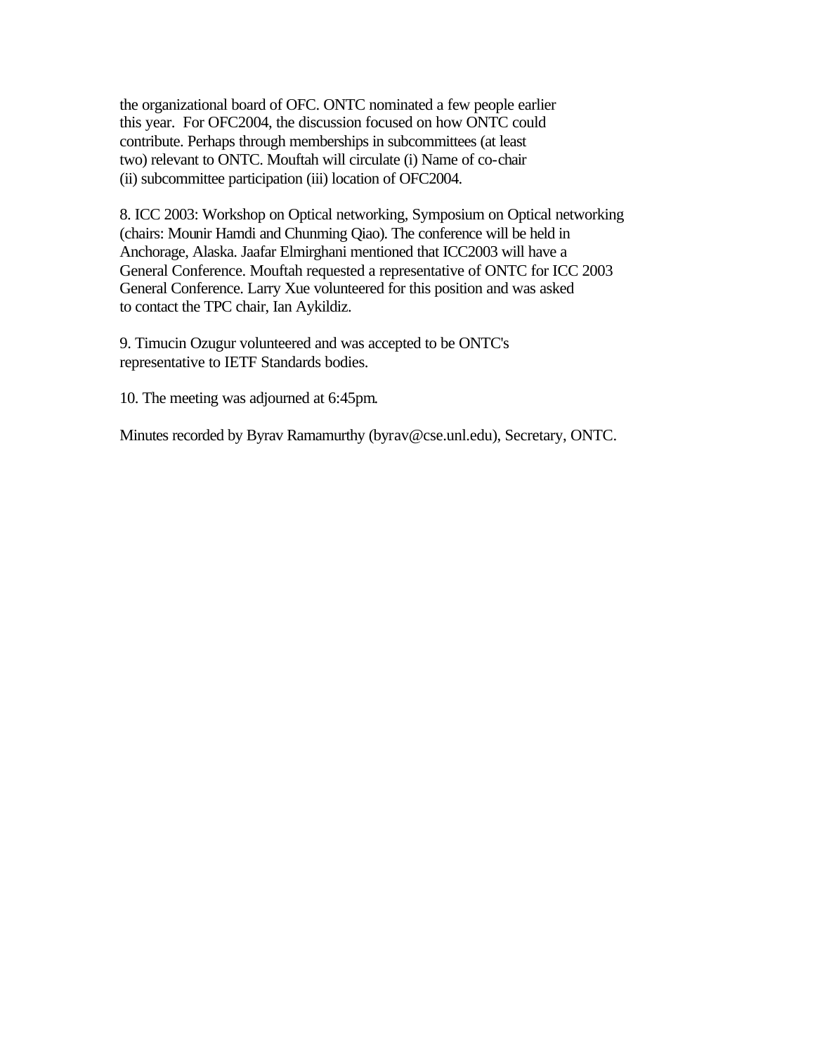the organizational board of OFC. ONTC nominated a few people earlier this year. For OFC2004, the discussion focused on how ONTC could contribute. Perhaps through memberships in subcommittees (at least two) relevant to ONTC. Mouftah will circulate (i) Name of co-chair (ii) subcommittee participation (iii) location of OFC2004.

8. ICC 2003: Workshop on Optical networking, Symposium on Optical networking (chairs: Mounir Hamdi and Chunming Qiao). The conference will be held in Anchorage, Alaska. Jaafar Elmirghani mentioned that ICC2003 will have a General Conference. Mouftah requested a representative of ONTC for ICC 2003 General Conference. Larry Xue volunteered for this position and was asked to contact the TPC chair, Ian Aykildiz.

9. Timucin Ozugur volunteered and was accepted to be ONTC's representative to IETF Standards bodies.

10. The meeting was adjourned at 6:45pm.

Minutes recorded by Byrav Ramamurthy (byrav@cse.unl.edu), Secretary, ONTC.